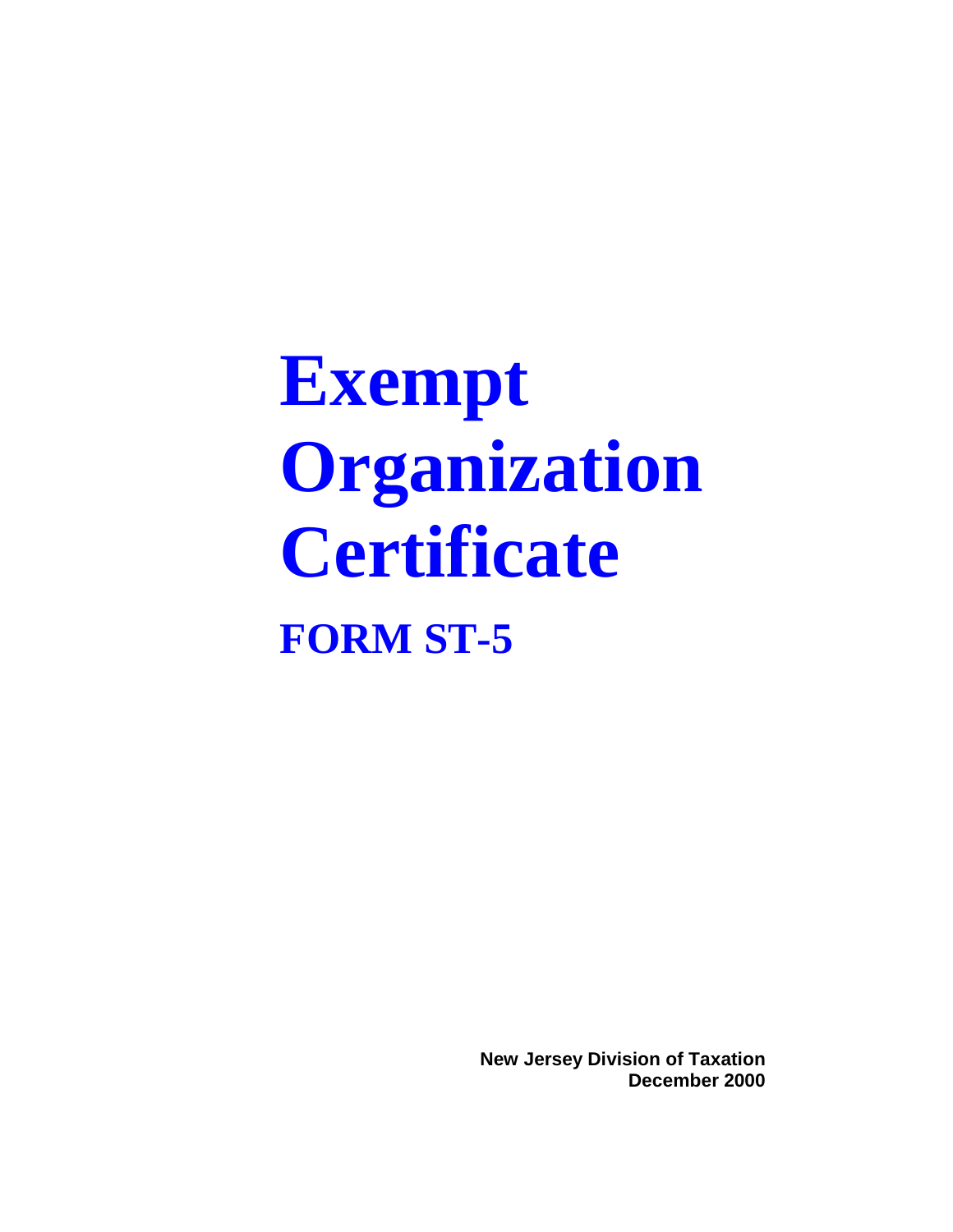# Exempt Organization Certificate

## FORM ST-5

**New Jersey Division of Taxation**
**December 2000**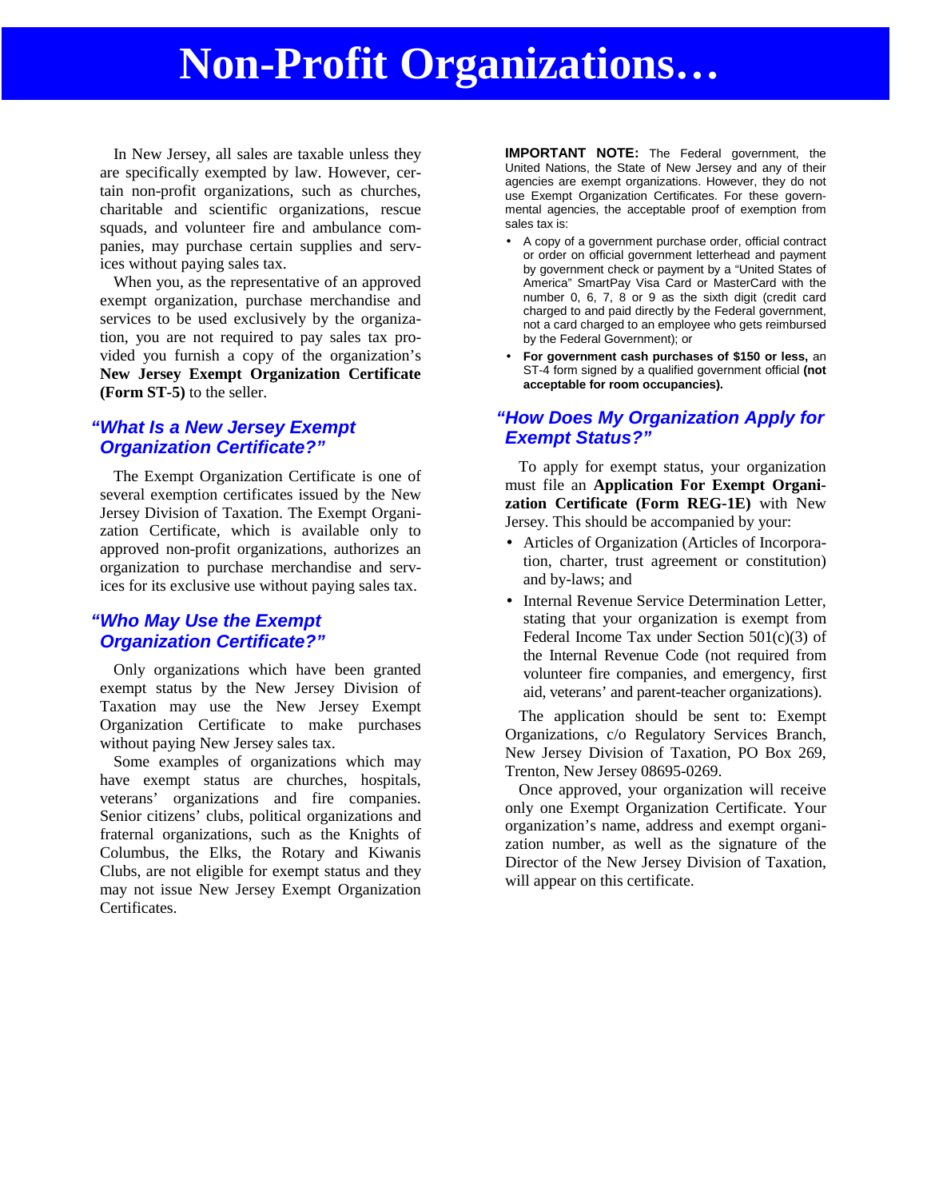# Non-Profit Organizations…

In New Jersey, all sales are taxable unless they are specifically exempted by law. However, certain non-profit organizations, such as churches, charitable and scientific organizations, rescue squads, and volunteer fire and ambulance companies, may purchase certain supplies and services without paying sales tax.

When you, as the representative of an approved exempt organization, purchase merchandise and services to be used exclusively by the organization, you are not required to pay sales tax provided you furnish a copy of the organization's **New Jersey Exempt Organization Certificate (Form ST-5)** to the seller.

## *"What Is a New Jersey Exempt Organization Certificate?"*

The Exempt Organization Certificate is one of several exemption certificates issued by the New Jersey Division of Taxation. The Exempt Organization Certificate, which is available only to approved non-profit organizations, authorizes an organization to purchase merchandise and services for its exclusive use without paying sales tax.

## *"Who May Use the Exempt Organization Certificate?"*

Only organizations which have been granted exempt status by the New Jersey Division of Taxation may use the New Jersey Exempt Organization Certificate to make purchases without paying New Jersey sales tax.

Some examples of organizations which may have exempt status are churches, hospitals, veterans' organizations and fire companies. Senior citizens' clubs, political organizations and fraternal organizations, such as the Knights of Columbus, the Elks, the Rotary and Kiwanis Clubs, are not eligible for exempt status and they may not issue New Jersey Exempt Organization Certificates.

**IMPORTANT NOTE:** The Federal government, the United Nations, the State of New Jersey and any of their agencies are exempt organizations. However, they do not use Exempt Organization Certificates. For these governmental agencies, the acceptable proof of exemption from sales tax is:

- A copy of a government purchase order, official contract or order on official government letterhead and payment by government check or payment by a "United States of America" SmartPay Visa Card or MasterCard with the number 0, 6, 7, 8 or 9 as the sixth digit (credit card charged to and paid directly by the Federal government, not a card charged to an employee who gets reimbursed by the Federal Government); or
- **For government cash purchases of $150 or less,** an ST-4 form signed by a qualified government official **(not acceptable for room occupancies).**

## *"How Does My Organization Apply for Exempt Status?"*

To apply for exempt status, your organization must file an **Application For Exempt Organization Certificate (Form REG-1E)** with New Jersey. This should be accompanied by your:

- Articles of Organization (Articles of Incorporation, charter, trust agreement or constitution) and by-laws; and
- Internal Revenue Service Determination Letter, stating that your organization is exempt from Federal Income Tax under Section 501(c)(3) of the Internal Revenue Code (not required from volunteer fire companies, and emergency, first aid, veterans' and parent-teacher organizations).

The application should be sent to: Exempt Organizations, c/o Regulatory Services Branch, New Jersey Division of Taxation, PO Box 269, Trenton, New Jersey 08695-0269.

Once approved, your organization will receive only one Exempt Organization Certificate. Your organization's name, address and exempt organization number, as well as the signature of the Director of the New Jersey Division of Taxation, will appear on this certificate.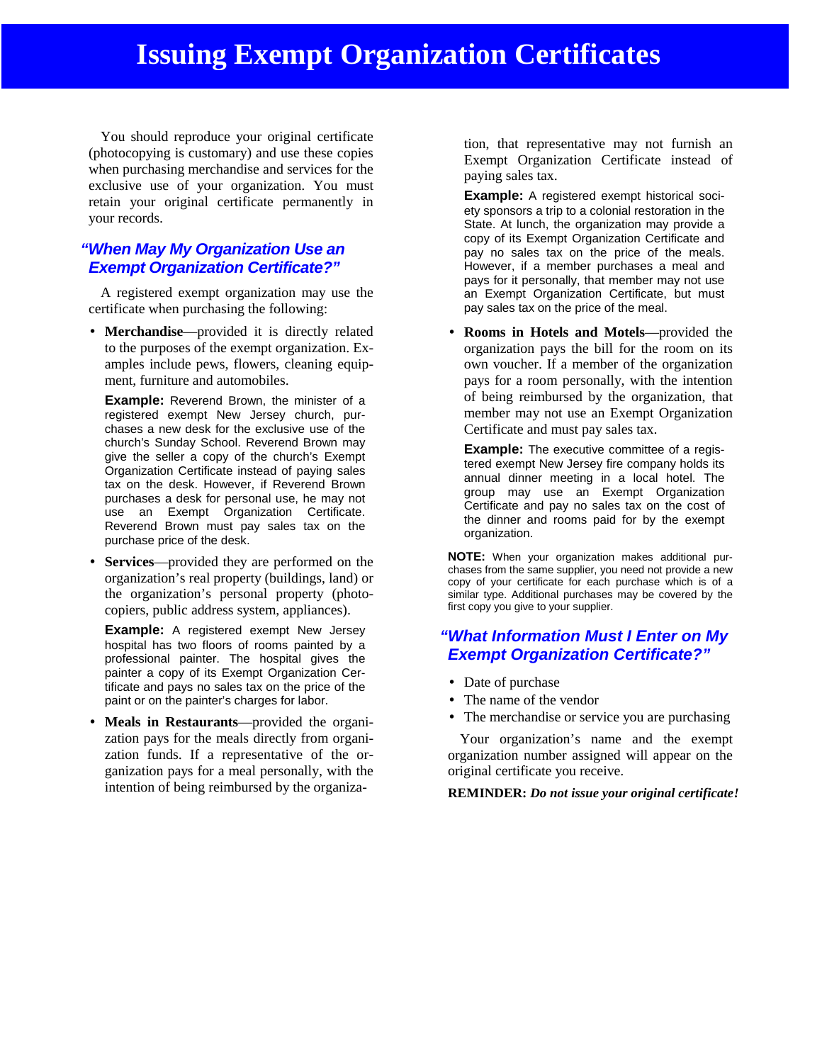# Issuing Exempt Organization Certificates

You should reproduce your original certificate (photocopying is customary) and use these copies when purchasing merchandise and services for the exclusive use of your organization. You must retain your original certificate permanently in your records.

## *"When May My Organization Use an Exempt Organization Certificate?"*

A registered exempt organization may use the certificate when purchasing the following:

- **Merchandise**—provided it is directly related to the purposes of the exempt organization. Examples include pews, flowers, cleaning equipment, furniture and automobiles.

  **Example:** Reverend Brown, the minister of a registered exempt New Jersey church, purchases a new desk for the exclusive use of the church's Sunday School. Reverend Brown may give the seller a copy of the church's Exempt Organization Certificate instead of paying sales tax on the desk. However, if Reverend Brown purchases a desk for personal use, he may not use an Exempt Organization Certificate. Reverend Brown must pay sales tax on the purchase price of the desk.

- **Services**—provided they are performed on the organization's real property (buildings, land) or the organization's personal property (photocopiers, public address system, appliances).

  **Example:** A registered exempt New Jersey hospital has two floors of rooms painted by a professional painter. The hospital gives the painter a copy of its Exempt Organization Certificate and pays no sales tax on the price of the paint or on the painter's charges for labor.

- **Meals in Restaurants**—provided the organization pays for the meals directly from organization funds. If a representative of the organization pays for a meal personally, with the intention of being reimbursed by the organization, that representative may not furnish an Exempt Organization Certificate instead of paying sales tax.

  **Example:** A registered exempt historical society sponsors a trip to a colonial restoration in the State. At lunch, the organization may provide a copy of its Exempt Organization Certificate and pay no sales tax on the price of the meals. However, if a member purchases a meal and pays for it personally, that member may not use an Exempt Organization Certificate, but must pay sales tax on the price of the meal.

- **Rooms in Hotels and Motels**—provided the organization pays the bill for the room on its own voucher. If a member of the organization pays for a room personally, with the intention of being reimbursed by the organization, that member may not use an Exempt Organization Certificate and must pay sales tax.

  **Example:** The executive committee of a registered exempt New Jersey fire company holds its annual dinner meeting in a local hotel. The group may use an Exempt Organization Certificate and pay no sales tax on the cost of the dinner and rooms paid for by the exempt organization.

**NOTE:** When your organization makes additional purchases from the same supplier, you need not provide a new copy of your certificate for each purchase which is of a similar type. Additional purchases may be covered by the first copy you give to your supplier.

## *"What Information Must I Enter on My Exempt Organization Certificate?"*

- Date of purchase
- The name of the vendor
- The merchandise or service you are purchasing

Your organization's name and the exempt organization number assigned will appear on the original certificate you receive.

**REMINDER:** ***Do not issue your original certificate!***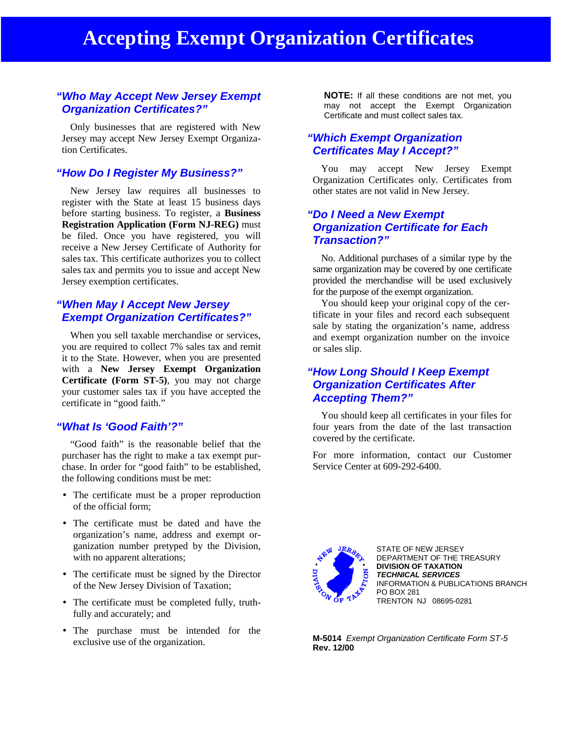# Accepting Exempt Organization Certificates

### *"Who May Accept New Jersey Exempt Organization Certificates?"*

Only businesses that are registered with New Jersey may accept New Jersey Exempt Organization Certificates.

### *"How Do I Register My Business?"*

New Jersey law requires all businesses to register with the State at least 15 business days before starting business. To register, a **Business Registration Application (Form NJ-REG)** must be filed. Once you have registered, you will receive a New Jersey Certificate of Authority for sales tax. This certificate authorizes you to collect sales tax and permits you to issue and accept New Jersey exemption certificates.

### *"When May I Accept New Jersey Exempt Organization Certificates?"*

When you sell taxable merchandise or services, you are required to collect 7% sales tax and remit it to the State. However, when you are presented with a **New Jersey Exempt Organization Certificate (Form ST-5)**, you may not charge your customer sales tax if you have accepted the certificate in "good faith."

### *"What Is 'Good Faith'?"*

"Good faith" is the reasonable belief that the purchaser has the right to make a tax exempt purchase. In order for "good faith" to be established, the following conditions must be met:

- The certificate must be a proper reproduction of the official form;
- The certificate must be dated and have the organization's name, address and exempt organization number pretyped by the Division, with no apparent alterations;
- The certificate must be signed by the Director of the New Jersey Division of Taxation;
- The certificate must be completed fully, truthfully and accurately; and
- The purchase must be intended for the exclusive use of the organization.

**NOTE:** If all these conditions are not met, you may not accept the Exempt Organization Certificate and must collect sales tax.

### *"Which Exempt Organization Certificates May I Accept?"*

You may accept New Jersey Exempt Organization Certificates only. Certificates from other states are not valid in New Jersey.

### *"Do I Need a New Exempt Organization Certificate for Each Transaction?"*

No. Additional purchases of a similar type by the same organization may be covered by one certificate provided the merchandise will be used exclusively for the purpose of the exempt organization.

You should keep your original copy of the certificate in your files and record each subsequent sale by stating the organization's name, address and exempt organization number on the invoice or sales slip.

### *"How Long Should I Keep Exempt Organization Certificates After Accepting Them?"*

You should keep all certificates in your files for four years from the date of the last transaction covered by the certificate.

For more information, contact our Customer Service Center at 609-292-6400.

STATE OF NEW JERSEY
DEPARTMENT OF THE TREASURY
**DIVISION OF TAXATION**
***TECHNICAL SERVICES***
INFORMATION & PUBLICATIONS BRANCH
PO BOX 281
TRENTON NJ 08695-0281

**M-5014** *Exempt Organization Certificate Form ST-5*
**Rev. 12/00**